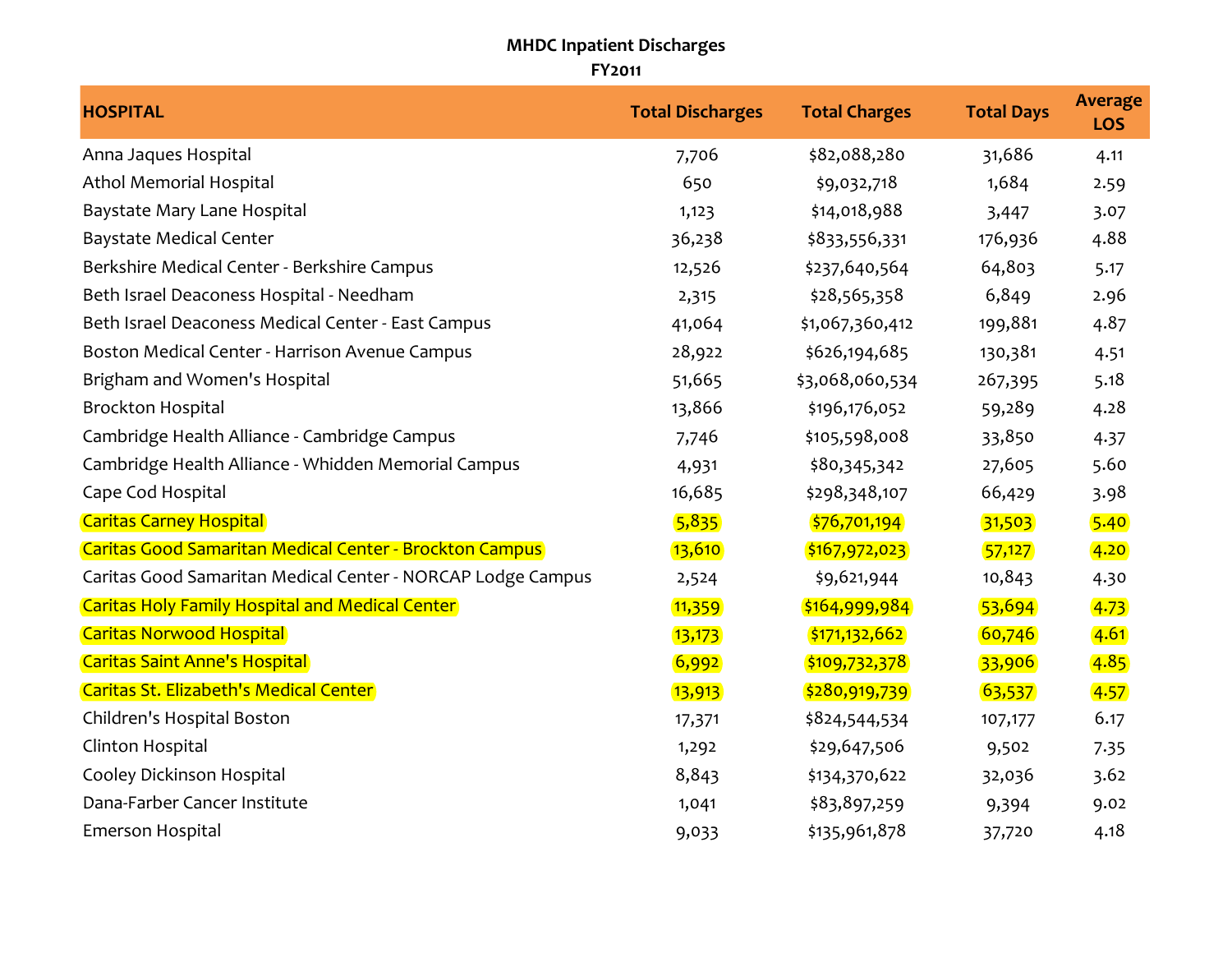**MHDC Inpatient Discharges**
**FY2011**

| HOSPITAL | Total Discharges | Total Charges | Total Days | Average LOS |
|---|---|---|---|---|
| Anna Jaques Hospital | 7,706 | $82,088,280 | 31,686 | 4.11 |
| Athol Memorial Hospital | 650 | $9,032,718 | 1,684 | 2.59 |
| Baystate Mary Lane Hospital | 1,123 | $14,018,988 | 3,447 | 3.07 |
| Baystate Medical Center | 36,238 | $833,556,331 | 176,936 | 4.88 |
| Berkshire Medical Center - Berkshire Campus | 12,526 | $237,640,564 | 64,803 | 5.17 |
| Beth Israel Deaconess Hospital - Needham | 2,315 | $28,565,358 | 6,849 | 2.96 |
| Beth Israel Deaconess Medical Center - East Campus | 41,064 | $1,067,360,412 | 199,881 | 4.87 |
| Boston Medical Center - Harrison Avenue Campus | 28,922 | $626,194,685 | 130,381 | 4.51 |
| Brigham and Women's Hospital | 51,665 | $3,068,060,534 | 267,395 | 5.18 |
| Brockton Hospital | 13,866 | $196,176,052 | 59,289 | 4.28 |
| Cambridge Health Alliance - Cambridge Campus | 7,746 | $105,598,008 | 33,850 | 4.37 |
| Cambridge Health Alliance - Whidden Memorial Campus | 4,931 | $80,345,342 | 27,605 | 5.60 |
| Cape Cod Hospital | 16,685 | $298,348,107 | 66,429 | 3.98 |
| Caritas Carney Hospital | 5,835 | $76,701,194 | 31,503 | 5.40 |
| Caritas Good Samaritan Medical Center - Brockton Campus | 13,610 | $167,972,023 | 57,127 | 4.20 |
| Caritas Good Samaritan Medical Center - NORCAP Lodge Campus | 2,524 | $9,621,944 | 10,843 | 4.30 |
| Caritas Holy Family Hospital and Medical Center | 11,359 | $164,999,984 | 53,694 | 4.73 |
| Caritas Norwood Hospital | 13,173 | $171,132,662 | 60,746 | 4.61 |
| Caritas Saint Anne's Hospital | 6,992 | $109,732,378 | 33,906 | 4.85 |
| Caritas St. Elizabeth's Medical Center | 13,913 | $280,919,739 | 63,537 | 4.57 |
| Children's Hospital Boston | 17,371 | $824,544,534 | 107,177 | 6.17 |
| Clinton Hospital | 1,292 | $29,647,506 | 9,502 | 7.35 |
| Cooley Dickinson Hospital | 8,843 | $134,370,622 | 32,036 | 3.62 |
| Dana-Farber Cancer Institute | 1,041 | $83,897,259 | 9,394 | 9.02 |
| Emerson Hospital | 9,033 | $135,961,878 | 37,720 | 4.18 |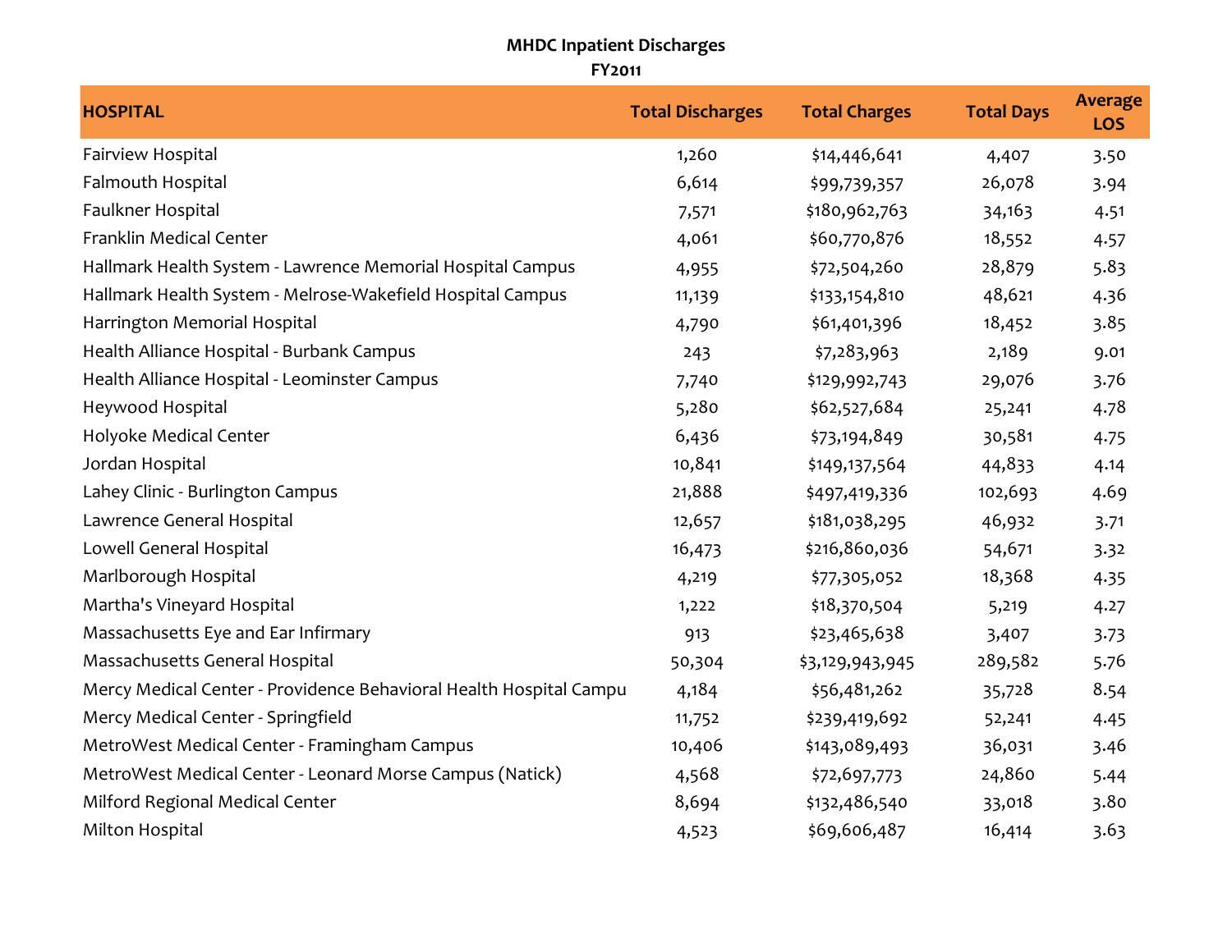**MHDC Inpatient Discharges**

**FY2011**

| HOSPITAL | Total Discharges | Total Charges | Total Days | Average LOS |
|---|---|---|---|---|
| Fairview Hospital | 1,260 | $14,446,641 | 4,407 | 3.50 |
| Falmouth Hospital | 6,614 | $99,739,357 | 26,078 | 3.94 |
| Faulkner Hospital | 7,571 | $180,962,763 | 34,163 | 4.51 |
| Franklin Medical Center | 4,061 | $60,770,876 | 18,552 | 4.57 |
| Hallmark Health System - Lawrence Memorial Hospital Campus | 4,955 | $72,504,260 | 28,879 | 5.83 |
| Hallmark Health System - Melrose-Wakefield Hospital Campus | 11,139 | $133,154,810 | 48,621 | 4.36 |
| Harrington Memorial Hospital | 4,790 | $61,401,396 | 18,452 | 3.85 |
| Health Alliance Hospital - Burbank Campus | 243 | $7,283,963 | 2,189 | 9.01 |
| Health Alliance Hospital - Leominster Campus | 7,740 | $129,992,743 | 29,076 | 3.76 |
| Heywood Hospital | 5,280 | $62,527,684 | 25,241 | 4.78 |
| Holyoke Medical Center | 6,436 | $73,194,849 | 30,581 | 4.75 |
| Jordan Hospital | 10,841 | $149,137,564 | 44,833 | 4.14 |
| Lahey Clinic - Burlington Campus | 21,888 | $497,419,336 | 102,693 | 4.69 |
| Lawrence General Hospital | 12,657 | $181,038,295 | 46,932 | 3.71 |
| Lowell General Hospital | 16,473 | $216,860,036 | 54,671 | 3.32 |
| Marlborough Hospital | 4,219 | $77,305,052 | 18,368 | 4.35 |
| Martha's Vineyard Hospital | 1,222 | $18,370,504 | 5,219 | 4.27 |
| Massachusetts Eye and Ear Infirmary | 913 | $23,465,638 | 3,407 | 3.73 |
| Massachusetts General Hospital | 50,304 | $3,129,943,945 | 289,582 | 5.76 |
| Mercy Medical Center - Providence Behavioral Health Hospital Campu | 4,184 | $56,481,262 | 35,728 | 8.54 |
| Mercy Medical Center - Springfield | 11,752 | $239,419,692 | 52,241 | 4.45 |
| MetroWest Medical Center - Framingham Campus | 10,406 | $143,089,493 | 36,031 | 3.46 |
| MetroWest Medical Center - Leonard Morse Campus (Natick) | 4,568 | $72,697,773 | 24,860 | 5.44 |
| Milford Regional Medical Center | 8,694 | $132,486,540 | 33,018 | 3.80 |
| Milton Hospital | 4,523 | $69,606,487 | 16,414 | 3.63 |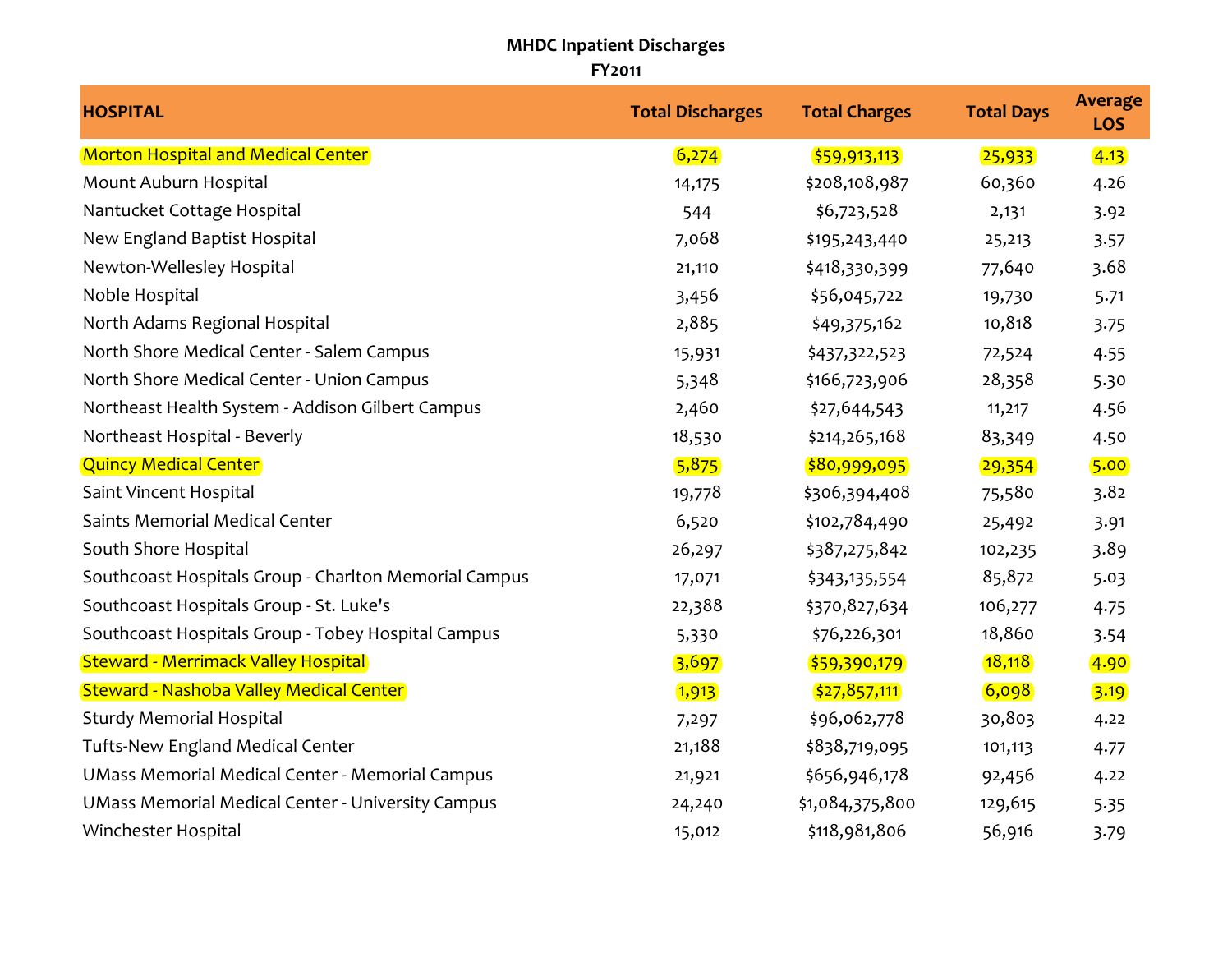**MHDC Inpatient Discharges**

**FY2011**

| HOSPITAL | Total Discharges | Total Charges | Total Days | Average LOS |
|---|---|---|---|---|
| Morton Hospital and Medical Center | 6,274 | $59,913,113 | 25,933 | 4.13 |
| Mount Auburn Hospital | 14,175 | $208,108,987 | 60,360 | 4.26 |
| Nantucket Cottage Hospital | 544 | $6,723,528 | 2,131 | 3.92 |
| New England Baptist Hospital | 7,068 | $195,243,440 | 25,213 | 3.57 |
| Newton-Wellesley Hospital | 21,110 | $418,330,399 | 77,640 | 3.68 |
| Noble Hospital | 3,456 | $56,045,722 | 19,730 | 5.71 |
| North Adams Regional Hospital | 2,885 | $49,375,162 | 10,818 | 3.75 |
| North Shore Medical Center - Salem Campus | 15,931 | $437,322,523 | 72,524 | 4.55 |
| North Shore Medical Center - Union Campus | 5,348 | $166,723,906 | 28,358 | 5.30 |
| Northeast Health System - Addison Gilbert Campus | 2,460 | $27,644,543 | 11,217 | 4.56 |
| Northeast Hospital - Beverly | 18,530 | $214,265,168 | 83,349 | 4.50 |
| Quincy Medical Center | 5,875 | $80,999,095 | 29,354 | 5.00 |
| Saint Vincent Hospital | 19,778 | $306,394,408 | 75,580 | 3.82 |
| Saints Memorial Medical Center | 6,520 | $102,784,490 | 25,492 | 3.91 |
| South Shore Hospital | 26,297 | $387,275,842 | 102,235 | 3.89 |
| Southcoast Hospitals Group - Charlton Memorial Campus | 17,071 | $343,135,554 | 85,872 | 5.03 |
| Southcoast Hospitals Group - St. Luke's | 22,388 | $370,827,634 | 106,277 | 4.75 |
| Southcoast Hospitals Group - Tobey Hospital Campus | 5,330 | $76,226,301 | 18,860 | 3.54 |
| Steward - Merrimack Valley Hospital | 3,697 | $59,390,179 | 18,118 | 4.90 |
| Steward - Nashoba Valley Medical Center | 1,913 | $27,857,111 | 6,098 | 3.19 |
| Sturdy Memorial Hospital | 7,297 | $96,062,778 | 30,803 | 4.22 |
| Tufts-New England Medical Center | 21,188 | $838,719,095 | 101,113 | 4.77 |
| UMass Memorial Medical Center - Memorial Campus | 21,921 | $656,946,178 | 92,456 | 4.22 |
| UMass Memorial Medical Center - University Campus | 24,240 | $1,084,375,800 | 129,615 | 5.35 |
| Winchester Hospital | 15,012 | $118,981,806 | 56,916 | 3.79 |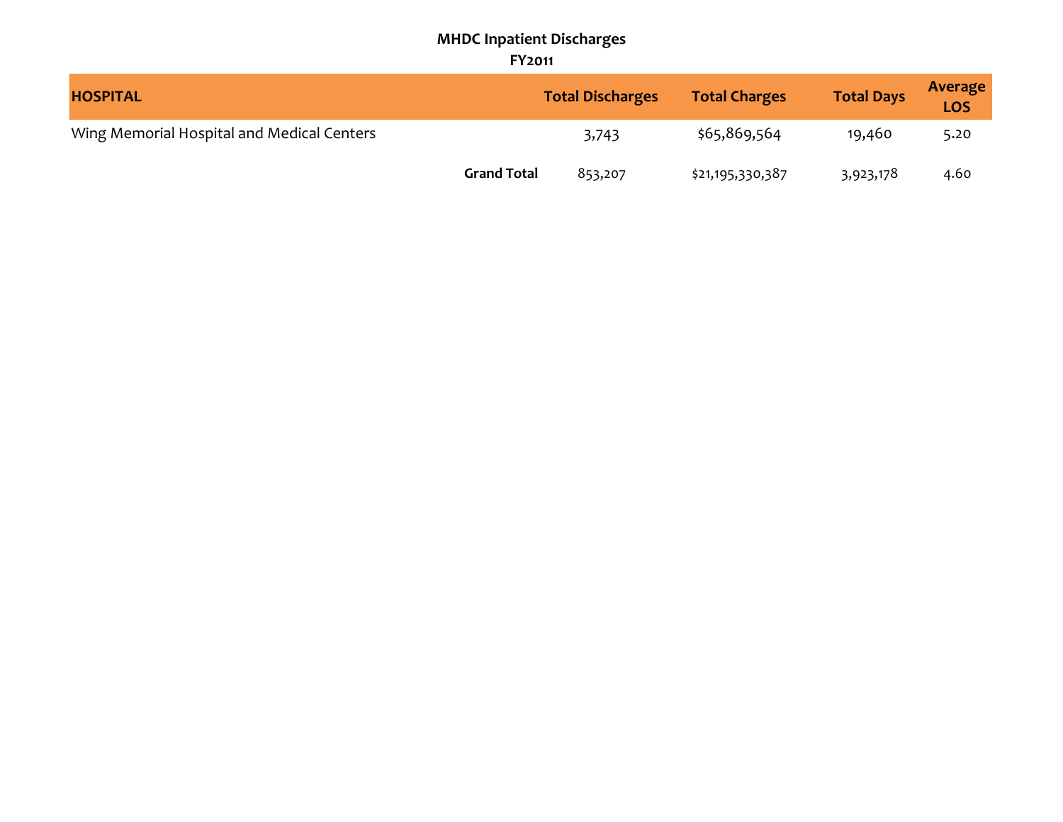**MHDC Inpatient Discharges**
**FY2011**

| HOSPITAL | Total Discharges | Total Charges | Total Days | Average LOS |
|---|---|---|---|---|
| Wing Memorial Hospital and Medical Centers | 3,743 | $65,869,564 | 19,460 | 5.20 |
| **Grand Total** | 853,207 | $21,195,330,387 | 3,923,178 | 4.60 |